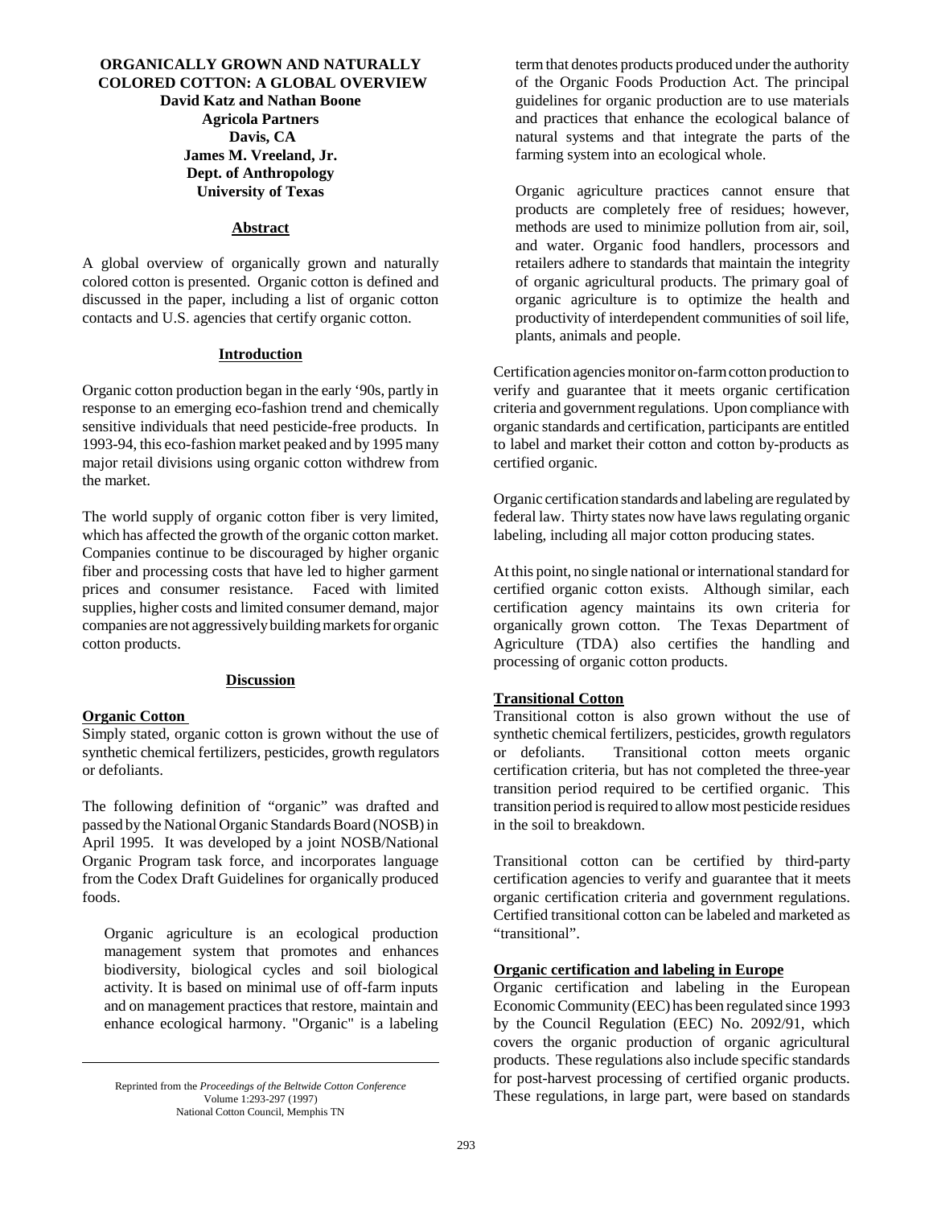# ORGANICALLY GROWN AND NATURALLY COLORED COTTON: A GLOBAL OVERVIEW

**David Katz and Nathan Boone**
**Agricola Partners**
**Davis, CA**
**James M. Vreeland, Jr.**
**Dept. of Anthropology**
**University of Texas**

## Abstract

A global overview of organically grown and naturally colored cotton is presented. Organic cotton is defined and discussed in the paper, including a list of organic cotton contacts and U.S. agencies that certify organic cotton.

## Introduction

Organic cotton production began in the early '90s, partly in response to an emerging eco-fashion trend and chemically sensitive individuals that need pesticide-free products. In 1993-94, this eco-fashion market peaked and by 1995 many major retail divisions using organic cotton withdrew from the market.

The world supply of organic cotton fiber is very limited, which has affected the growth of the organic cotton market. Companies continue to be discouraged by higher organic fiber and processing costs that have led to higher garment prices and consumer resistance. Faced with limited supplies, higher costs and limited consumer demand, major companies are not aggressively building markets for organic cotton products.

## Discussion

### Organic Cotton

Simply stated, organic cotton is grown without the use of synthetic chemical fertilizers, pesticides, growth regulators or defoliants.

The following definition of "organic" was drafted and passed by the National Organic Standards Board (NOSB) in April 1995. It was developed by a joint NOSB/National Organic Program task force, and incorporates language from the Codex Draft Guidelines for organically produced foods.

> Organic agriculture is an ecological production management system that promotes and enhances biodiversity, biological cycles and soil biological activity. It is based on minimal use of off-farm inputs and on management practices that restore, maintain and enhance ecological harmony. "Organic" is a labeling term that denotes products produced under the authority of the Organic Foods Production Act. The principal guidelines for organic production are to use materials and practices that enhance the ecological balance of natural systems and that integrate the parts of the farming system into an ecological whole.
>
> Organic agriculture practices cannot ensure that products are completely free of residues; however, methods are used to minimize pollution from air, soil, and water. Organic food handlers, processors and retailers adhere to standards that maintain the integrity of organic agricultural products. The primary goal of organic agriculture is to optimize the health and productivity of interdependent communities of soil life, plants, animals and people.

Certification agencies monitor on-farm cotton production to verify and guarantee that it meets organic certification criteria and government regulations. Upon compliance with organic standards and certification, participants are entitled to label and market their cotton and cotton by-products as certified organic.

Organic certification standards and labeling are regulated by federal law. Thirty states now have laws regulating organic labeling, including all major cotton producing states.

At this point, no single national or international standard for certified organic cotton exists. Although similar, each certification agency maintains its own criteria for organically grown cotton. The Texas Department of Agriculture (TDA) also certifies the handling and processing of organic cotton products.

### Transitional Cotton

Transitional cotton is also grown without the use of synthetic chemical fertilizers, pesticides, growth regulators or defoliants. Transitional cotton meets organic certification criteria, but has not completed the three-year transition period required to be certified organic. This transition period is required to allow most pesticide residues in the soil to breakdown.

Transitional cotton can be certified by third-party certification agencies to verify and guarantee that it meets organic certification criteria and government regulations. Certified transitional cotton can be labeled and marketed as "transitional".

### Organic certification and labeling in Europe

Organic certification and labeling in the European Economic Community (EEC) has been regulated since 1993 by the Council Regulation (EEC) No. 2092/91, which covers the organic production of organic agricultural products. These regulations also include specific standards for post-harvest processing of certified organic products. These regulations, in large part, were based on standards

---

Reprinted from the *Proceedings of the Beltwide Cotton Conference* Volume 1:293-297 (1997) National Cotton Council, Memphis TN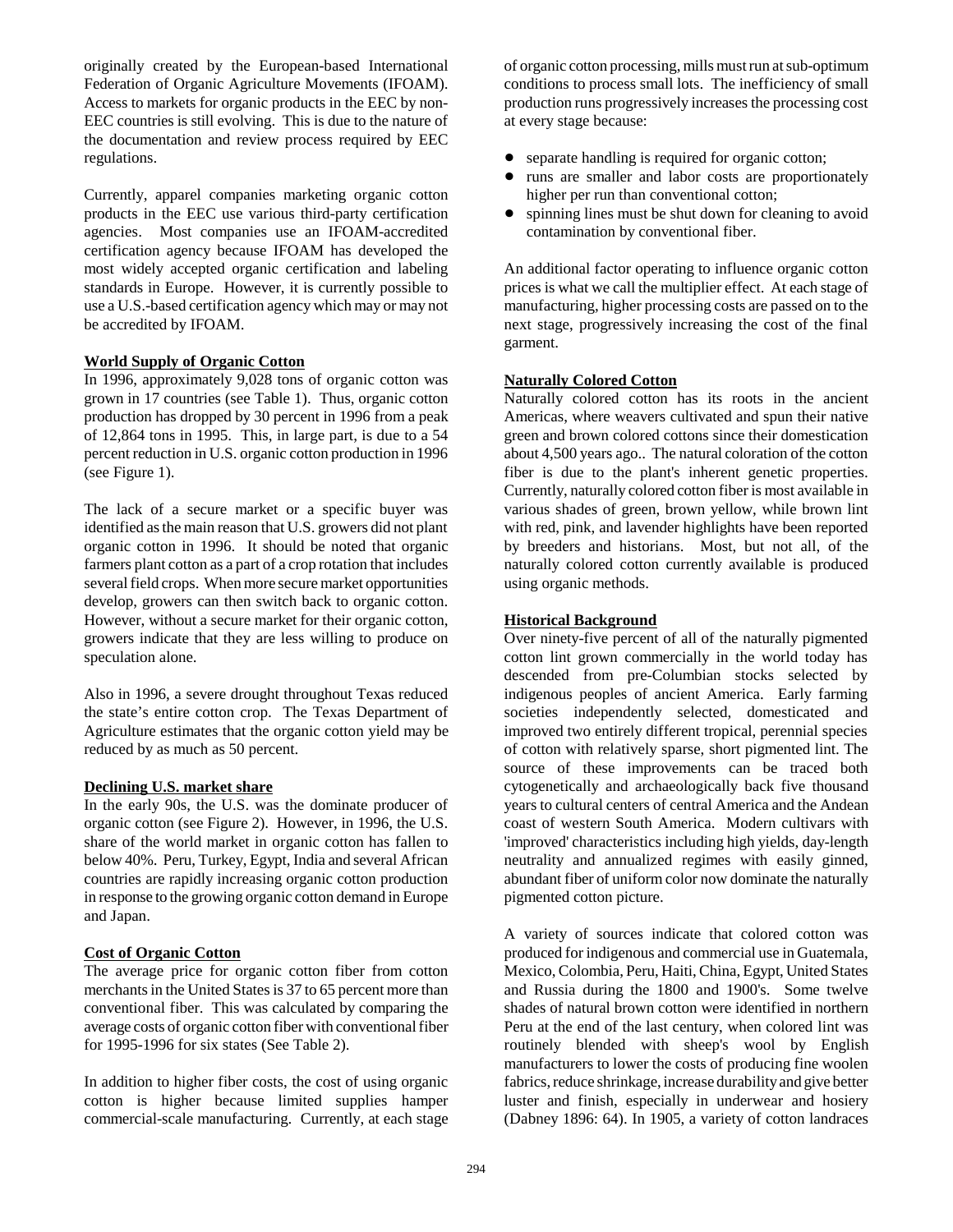originally created by the European-based International Federation of Organic Agriculture Movements (IFOAM). Access to markets for organic products in the EEC by non-EEC countries is still evolving. This is due to the nature of the documentation and review process required by EEC regulations.

Currently, apparel companies marketing organic cotton products in the EEC use various third-party certification agencies. Most companies use an IFOAM-accredited certification agency because IFOAM has developed the most widely accepted organic certification and labeling standards in Europe. However, it is currently possible to use a U.S.-based certification agency which may or may not be accredited by IFOAM.

**World Supply of Organic Cotton**

In 1996, approximately 9,028 tons of organic cotton was grown in 17 countries (see Table 1). Thus, organic cotton production has dropped by 30 percent in 1996 from a peak of 12,864 tons in 1995. This, in large part, is due to a 54 percent reduction in U.S. organic cotton production in 1996 (see Figure 1).

The lack of a secure market or a specific buyer was identified as the main reason that U.S. growers did not plant organic cotton in 1996. It should be noted that organic farmers plant cotton as a part of a crop rotation that includes several field crops. When more secure market opportunities develop, growers can then switch back to organic cotton. However, without a secure market for their organic cotton, growers indicate that they are less willing to produce on speculation alone.

Also in 1996, a severe drought throughout Texas reduced the state's entire cotton crop. The Texas Department of Agriculture estimates that the organic cotton yield may be reduced by as much as 50 percent.

**Declining U.S. market share**

In the early 90s, the U.S. was the dominate producer of organic cotton (see Figure 2). However, in 1996, the U.S. share of the world market in organic cotton has fallen to below 40%. Peru, Turkey, Egypt, India and several African countries are rapidly increasing organic cotton production in response to the growing organic cotton demand in Europe and Japan.

**Cost of Organic Cotton**

The average price for organic cotton fiber from cotton merchants in the United States is 37 to 65 percent more than conventional fiber. This was calculated by comparing the average costs of organic cotton fiber with conventional fiber for 1995-1996 for six states (See Table 2).

In addition to higher fiber costs, the cost of using organic cotton is higher because limited supplies hamper commercial-scale manufacturing. Currently, at each stage of organic cotton processing, mills must run at sub-optimum conditions to process small lots. The inefficiency of small production runs progressively increases the processing cost at every stage because:

- separate handling is required for organic cotton;
- runs are smaller and labor costs are proportionately higher per run than conventional cotton;
- spinning lines must be shut down for cleaning to avoid contamination by conventional fiber.

An additional factor operating to influence organic cotton prices is what we call the multiplier effect. At each stage of manufacturing, higher processing costs are passed on to the next stage, progressively increasing the cost of the final garment.

**Naturally Colored Cotton**

Naturally colored cotton has its roots in the ancient Americas, where weavers cultivated and spun their native green and brown colored cottons since their domestication about 4,500 years ago.. The natural coloration of the cotton fiber is due to the plant's inherent genetic properties. Currently, naturally colored cotton fiber is most available in various shades of green, brown yellow, while brown lint with red, pink, and lavender highlights have been reported by breeders and historians. Most, but not all, of the naturally colored cotton currently available is produced using organic methods.

**Historical Background**

Over ninety-five percent of all of the naturally pigmented cotton lint grown commercially in the world today has descended from pre-Columbian stocks selected by indigenous peoples of ancient America. Early farming societies independently selected, domesticated and improved two entirely different tropical, perennial species of cotton with relatively sparse, short pigmented lint. The source of these improvements can be traced both cytogenetically and archaeologically back five thousand years to cultural centers of central America and the Andean coast of western South America. Modern cultivars with 'improved' characteristics including high yields, day-length neutrality and annualized regimes with easily ginned, abundant fiber of uniform color now dominate the naturally pigmented cotton picture.

A variety of sources indicate that colored cotton was produced for indigenous and commercial use in Guatemala, Mexico, Colombia, Peru, Haiti, China, Egypt, United States and Russia during the 1800 and 1900's. Some twelve shades of natural brown cotton were identified in northern Peru at the end of the last century, when colored lint was routinely blended with sheep's wool by English manufacturers to lower the costs of producing fine woolen fabrics, reduce shrinkage, increase durability and give better luster and finish, especially in underwear and hosiery (Dabney 1896: 64). In 1905, a variety of cotton landraces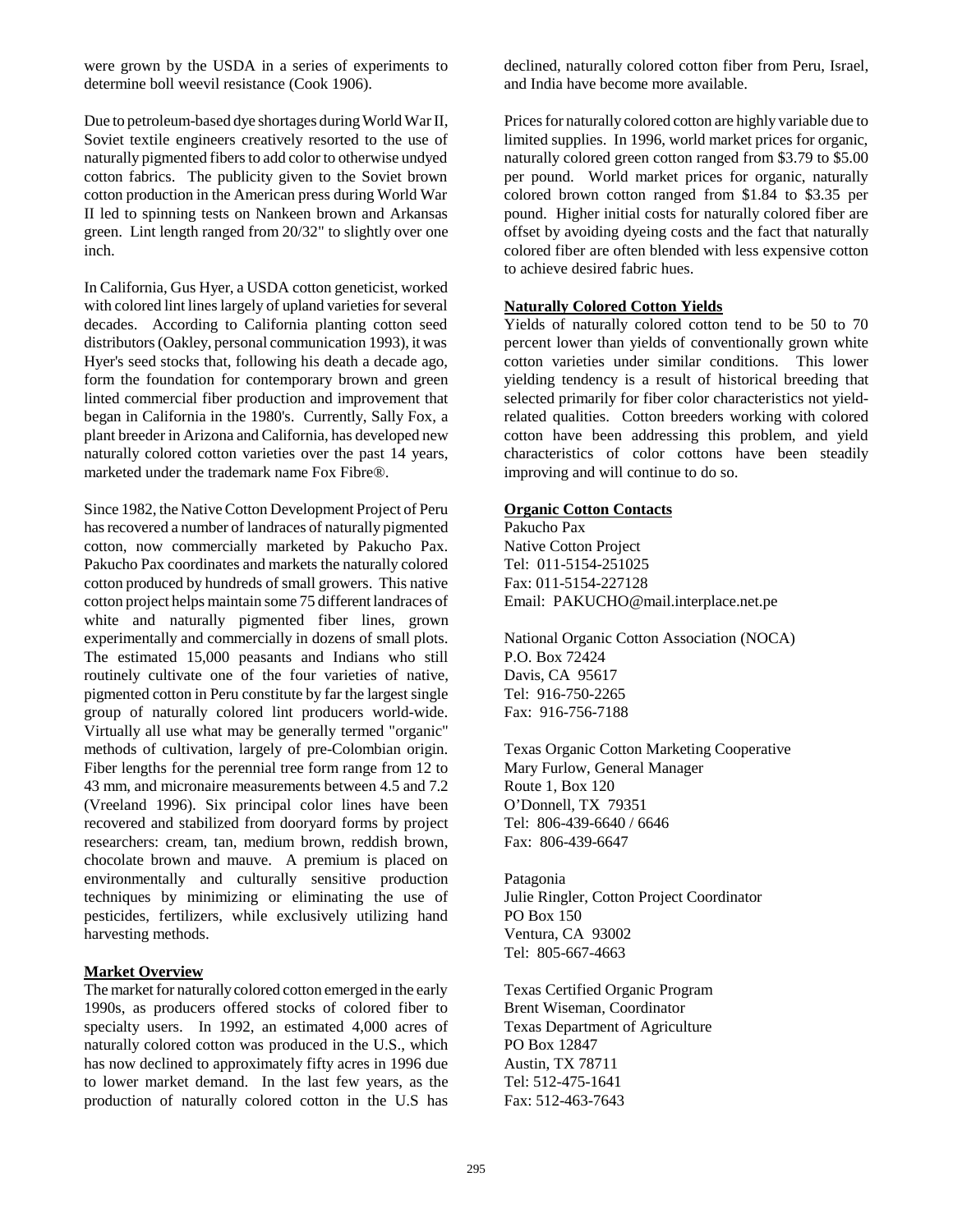were grown by the USDA in a series of experiments to determine boll weevil resistance (Cook 1906).

Due to petroleum-based dye shortages during World War II, Soviet textile engineers creatively resorted to the use of naturally pigmented fibers to add color to otherwise undyed cotton fabrics. The publicity given to the Soviet brown cotton production in the American press during World War II led to spinning tests on Nankeen brown and Arkansas green. Lint length ranged from 20/32" to slightly over one inch.

In California, Gus Hyer, a USDA cotton geneticist, worked with colored lint lines largely of upland varieties for several decades. According to California planting cotton seed distributors (Oakley, personal communication 1993), it was Hyer's seed stocks that, following his death a decade ago, form the foundation for contemporary brown and green linted commercial fiber production and improvement that began in California in the 1980's. Currently, Sally Fox, a plant breeder in Arizona and California, has developed new naturally colored cotton varieties over the past 14 years, marketed under the trademark name Fox Fibre®.

Since 1982, the Native Cotton Development Project of Peru has recovered a number of landraces of naturally pigmented cotton, now commercially marketed by Pakucho Pax. Pakucho Pax coordinates and markets the naturally colored cotton produced by hundreds of small growers. This native cotton project helps maintain some 75 different landraces of white and naturally pigmented fiber lines, grown experimentally and commercially in dozens of small plots. The estimated 15,000 peasants and Indians who still routinely cultivate one of the four varieties of native, pigmented cotton in Peru constitute by far the largest single group of naturally colored lint producers world-wide. Virtually all use what may be generally termed "organic" methods of cultivation, largely of pre-Colombian origin. Fiber lengths for the perennial tree form range from 12 to 43 mm, and micronaire measurements between 4.5 and 7.2 (Vreeland 1996). Six principal color lines have been recovered and stabilized from dooryard forms by project researchers: cream, tan, medium brown, reddish brown, chocolate brown and mauve. A premium is placed on environmentally and culturally sensitive production techniques by minimizing or eliminating the use of pesticides, fertilizers, while exclusively utilizing hand harvesting methods.

**Market Overview**

The market for naturally colored cotton emerged in the early 1990s, as producers offered stocks of colored fiber to specialty users. In 1992, an estimated 4,000 acres of naturally colored cotton was produced in the U.S., which has now declined to approximately fifty acres in 1996 due to lower market demand. In the last few years, as the production of naturally colored cotton in the U.S has declined, naturally colored cotton fiber from Peru, Israel, and India have become more available.

Prices for naturally colored cotton are highly variable due to limited supplies. In 1996, world market prices for organic, naturally colored green cotton ranged from $3.79 to $5.00 per pound. World market prices for organic, naturally colored brown cotton ranged from $1.84 to $3.35 per pound. Higher initial costs for naturally colored fiber are offset by avoiding dyeing costs and the fact that naturally colored fiber are often blended with less expensive cotton to achieve desired fabric hues.

**Naturally Colored Cotton Yields**

Yields of naturally colored cotton tend to be 50 to 70 percent lower than yields of conventionally grown white cotton varieties under similar conditions. This lower yielding tendency is a result of historical breeding that selected primarily for fiber color characteristics not yield-related qualities. Cotton breeders working with colored cotton have been addressing this problem, and yield characteristics of color cottons have been steadily improving and will continue to do so.

**Organic Cotton Contacts**

Pakucho Pax
Native Cotton Project
Tel: 011-5154-251025
Fax: 011-5154-227128
Email: PAKUCHO@mail.interplace.net.pe

National Organic Cotton Association (NOCA)
P.O. Box 72424
Davis, CA 95617
Tel: 916-750-2265
Fax: 916-756-7188

Texas Organic Cotton Marketing Cooperative
Mary Furlow, General Manager
Route 1, Box 120
O'Donnell, TX 79351
Tel: 806-439-6640 / 6646
Fax: 806-439-6647

Patagonia
Julie Ringler, Cotton Project Coordinator
PO Box 150
Ventura, CA 93002
Tel: 805-667-4663

Texas Certified Organic Program
Brent Wiseman, Coordinator
Texas Department of Agriculture
PO Box 12847
Austin, TX 78711
Tel: 512-475-1641
Fax: 512-463-7643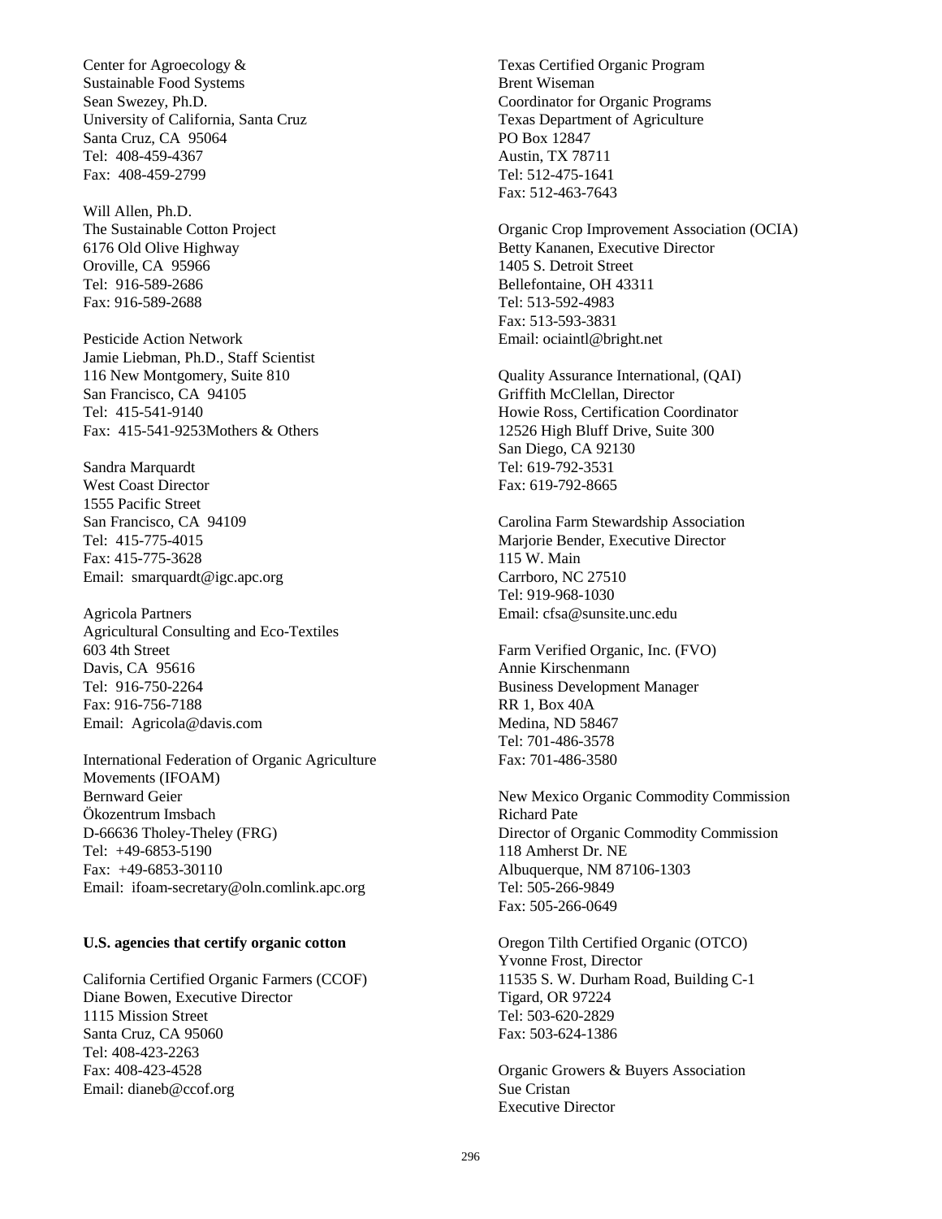Center for Agroecology &
Sustainable Food Systems
Sean Swezey, Ph.D.
University of California, Santa Cruz
Santa Cruz, CA 95064
Tel: 408-459-4367
Fax: 408-459-2799

Will Allen, Ph.D.
The Sustainable Cotton Project
6176 Old Olive Highway
Oroville, CA 95966
Tel: 916-589-2686
Fax: 916-589-2688

Pesticide Action Network
Jamie Liebman, Ph.D., Staff Scientist
116 New Montgomery, Suite 810
San Francisco, CA 94105
Tel: 415-541-9140
Fax: 415-541-9253Mothers & Others

Sandra Marquardt
West Coast Director
1555 Pacific Street
San Francisco, CA 94109
Tel: 415-775-4015
Fax: 415-775-3628
Email: smarquardt@igc.apc.org

Agricola Partners
Agricultural Consulting and Eco-Textiles
603 4th Street
Davis, CA 95616
Tel: 916-750-2264
Fax: 916-756-7188
Email: Agricola@davis.com

International Federation of Organic Agriculture Movements (IFOAM)
Bernward Geier
Ökozentrum Imsbach
D-66636 Tholey-Theley (FRG)
Tel: +49-6853-5190
Fax: +49-6853-30110
Email: ifoam-secretary@oln.comlink.apc.org

**U.S. agencies that certify organic cotton**

California Certified Organic Farmers (CCOF)
Diane Bowen, Executive Director
1115 Mission Street
Santa Cruz, CA 95060
Tel: 408-423-2263
Fax: 408-423-4528
Email: dianeb@ccof.org

Texas Certified Organic Program
Brent Wiseman
Coordinator for Organic Programs
Texas Department of Agriculture
PO Box 12847
Austin, TX 78711
Tel: 512-475-1641
Fax: 512-463-7643

Organic Crop Improvement Association (OCIA)
Betty Kananen, Executive Director
1405 S. Detroit Street
Bellefontaine, OH 43311
Tel: 513-592-4983
Fax: 513-593-3831
Email: ociaintl@bright.net

Quality Assurance International, (QAI)
Griffith McClellan, Director
Howie Ross, Certification Coordinator
12526 High Bluff Drive, Suite 300
San Diego, CA 92130
Tel: 619-792-3531
Fax: 619-792-8665

Carolina Farm Stewardship Association
Marjorie Bender, Executive Director
115 W. Main
Carrboro, NC 27510
Tel: 919-968-1030
Email: cfsa@sunsite.unc.edu

Farm Verified Organic, Inc. (FVO)
Annie Kirschenmann
Business Development Manager
RR 1, Box 40A
Medina, ND 58467
Tel: 701-486-3578
Fax: 701-486-3580

New Mexico Organic Commodity Commission
Richard Pate
Director of Organic Commodity Commission
118 Amherst Dr. NE
Albuquerque, NM 87106-1303
Tel: 505-266-9849
Fax: 505-266-0649

Oregon Tilth Certified Organic (OTCO)
Yvonne Frost, Director
11535 S. W. Durham Road, Building C-1
Tigard, OR 97224
Tel: 503-620-2829
Fax: 503-624-1386

Organic Growers & Buyers Association
Sue Cristan
Executive Director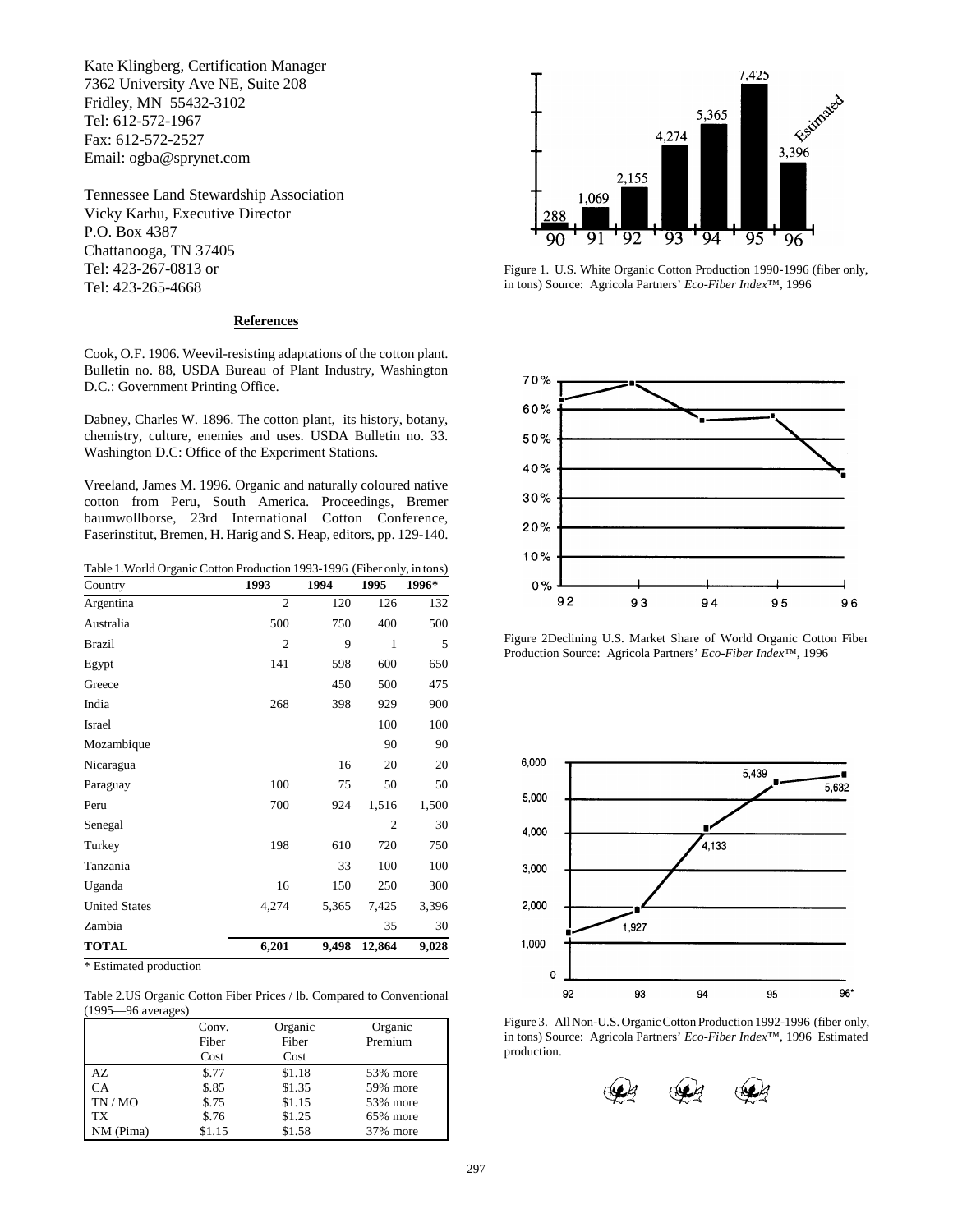Kate Klingberg, Certification Manager
7362 University Ave NE, Suite 208
Fridley, MN 55432-3102
Tel: 612-572-1967
Fax: 612-572-2527
Email: ogba@sprynet.com

Tennessee Land Stewardship Association
Vicky Karhu, Executive Director
P.O. Box 4387
Chattanooga, TN 37405
Tel: 423-267-0813 or
Tel: 423-265-4668

## References

Cook, O.F. 1906. Weevil-resisting adaptations of the cotton plant. Bulletin no. 88, USDA Bureau of Plant Industry, Washington D.C.: Government Printing Office.

Dabney, Charles W. 1896. The cotton plant, its history, botany, chemistry, culture, enemies and uses. USDA Bulletin no. 33. Washington D.C: Office of the Experiment Stations.

Vreeland, James M. 1996. Organic and naturally coloured native cotton from Peru, South America. Proceedings, Bremer baumwollborse, 23rd International Cotton Conference, Faserinstitut, Bremen, H. Harig and S. Heap, editors, pp. 129-140.

Table 1. World Organic Cotton Production 1993-1996 (Fiber only, in tons)

| Country | 1993 | 1994 | 1995 | 1996* |
|---|---|---|---|---|
| Argentina | 2 | 120 | 126 | 132 |
| Australia | 500 | 750 | 400 | 500 |
| Brazil | 2 | 9 | 1 | 5 |
| Egypt | 141 | 598 | 600 | 650 |
| Greece | | 450 | 500 | 475 |
| India | 268 | 398 | 929 | 900 |
| Israel | | | 100 | 100 |
| Mozambique | | | 90 | 90 |
| Nicaragua | | 16 | 20 | 20 |
| Paraguay | 100 | 75 | 50 | 50 |
| Peru | 700 | 924 | 1,516 | 1,500 |
| Senegal | | | 2 | 30 |
| Turkey | 198 | 610 | 720 | 750 |
| Tanzania | | 33 | 100 | 100 |
| Uganda | 16 | 150 | 250 | 300 |
| United States | 4,274 | 5,365 | 7,425 | 3,396 |
| Zambia | | | 35 | 30 |
| **TOTAL** | **6,201** | **9,498** | **12,864** | **9,028** |

\* Estimated production

Table 2. US Organic Cotton Fiber Prices / lb. Compared to Conventional (1995—96 averages)

| | Conv. Fiber Cost | Organic Fiber Cost | Organic Premium |
|---|---|---|---|
| AZ | $.77 | $1.18 | 53% more |
| CA | $.85 | $1.35 | 59% more |
| TN / MO | $.75 | $1.15 | 53% more |
| TX | $.76 | $1.25 | 65% more |
| NM (Pima) | $1.15 | $1.58 | 37% more |

288
1,069
2,155
4,274
5,365
7,425
3,396
Estimated
90 91 92 93 94 95 96

Figure 1. U.S. White Organic Cotton Production 1990-1996 (fiber only, in tons) Source: Agricola Partners' *Eco-Fiber Index*™, 1996

70%
60%
50%
40%
30%
20%
10%
0%
92 93 94 95 96

Figure 2 Declining U.S. Market Share of World Organic Cotton Fiber Production Source: Agricola Partners' *Eco-Fiber Index*™, 1996

6,000
5,000
4,000
3,000
2,000
1,000
0
5,439
5,632
4,133
1,927
92 93 94 95 96*

Figure 3. All Non-U.S. Organic Cotton Production 1992-1996 (fiber only, in tons) Source: Agricola Partners' *Eco-Fiber Index*™, 1996 Estimated production.